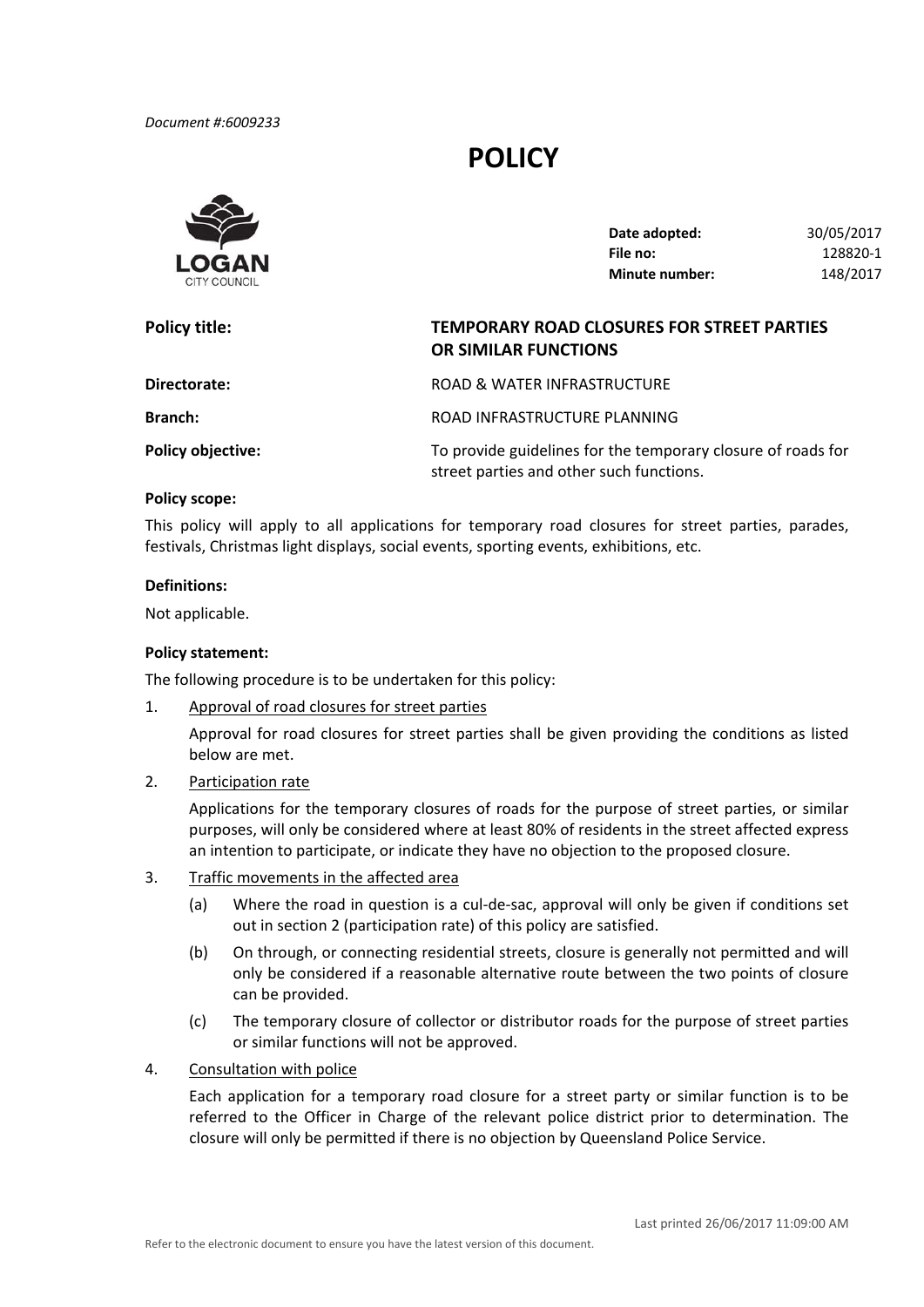*Document #:6009233*

# POLICY

LOGAN CITY COUNCIL

| | |
|---|---|
| **Date adopted:** | 30/05/2017 |
| **File no:** | 128820-1 |
| **Minute number:** | 148/2017 |

**Policy title:** **TEMPORARY ROAD CLOSURES FOR STREET PARTIES OR SIMILAR FUNCTIONS**

**Directorate:** ROAD & WATER INFRASTRUCTURE

**Branch:** ROAD INFRASTRUCTURE PLANNING

**Policy objective:** To provide guidelines for the temporary closure of roads for street parties and other such functions.

**Policy scope:**

This policy will apply to all applications for temporary road closures for street parties, parades, festivals, Christmas light displays, social events, sporting events, exhibitions, etc.

**Definitions:**

Not applicable.

**Policy statement:**

The following procedure is to be undertaken for this policy:

1. Approval of road closures for street parties

   Approval for road closures for street parties shall be given providing the conditions as listed below are met.

2. Participation rate

   Applications for the temporary closures of roads for the purpose of street parties, or similar purposes, will only be considered where at least 80% of residents in the street affected express an intention to participate, or indicate they have no objection to the proposed closure.

3. Traffic movements in the affected area

   (a) Where the road in question is a cul-de-sac, approval will only be given if conditions set out in section 2 (participation rate) of this policy are satisfied.

   (b) On through, or connecting residential streets, closure is generally not permitted and will only be considered if a reasonable alternative route between the two points of closure can be provided.

   (c) The temporary closure of collector or distributor roads for the purpose of street parties or similar functions will not be approved.

4. Consultation with police

   Each application for a temporary road closure for a street party or similar function is to be referred to the Officer in Charge of the relevant police district prior to determination. The closure will only be permitted if there is no objection by Queensland Police Service.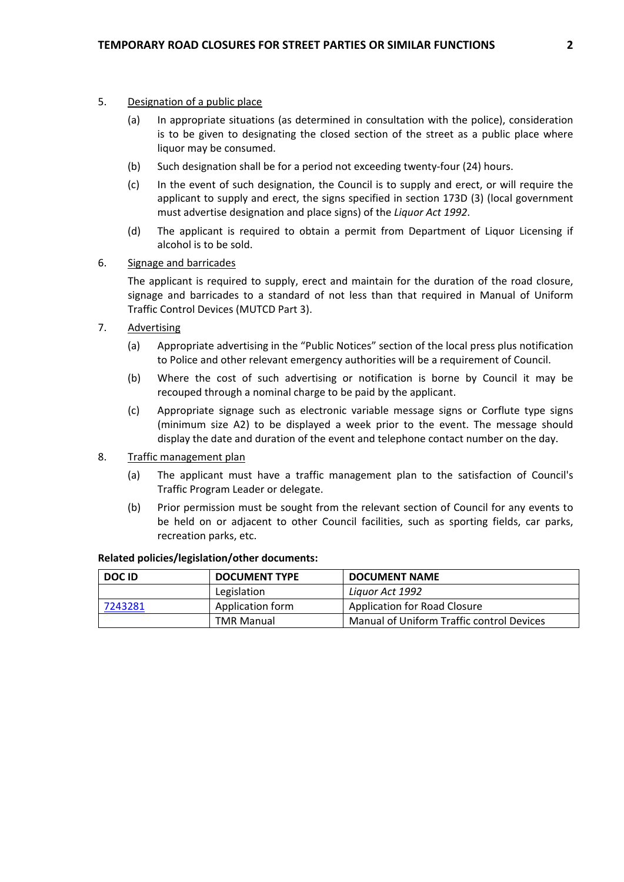5. Designation of a public place

    (a) In appropriate situations (as determined in consultation with the police), consideration is to be given to designating the closed section of the street as a public place where liquor may be consumed.

    (b) Such designation shall be for a period not exceeding twenty-four (24) hours.

    (c) In the event of such designation, the Council is to supply and erect, or will require the applicant to supply and erect, the signs specified in section 173D (3) (local government must advertise designation and place signs) of the *Liquor Act 1992*.

    (d) The applicant is required to obtain a permit from Department of Liquor Licensing if alcohol is to be sold.

6. Signage and barricades

    The applicant is required to supply, erect and maintain for the duration of the road closure, signage and barricades to a standard of not less than that required in Manual of Uniform Traffic Control Devices (MUTCD Part 3).

7. Advertising

    (a) Appropriate advertising in the "Public Notices" section of the local press plus notification to Police and other relevant emergency authorities will be a requirement of Council.

    (b) Where the cost of such advertising or notification is borne by Council it may be recouped through a nominal charge to be paid by the applicant.

    (c) Appropriate signage such as electronic variable message signs or Corflute type signs (minimum size A2) to be displayed a week prior to the event. The message should display the date and duration of the event and telephone contact number on the day.

8. Traffic management plan

    (a) The applicant must have a traffic management plan to the satisfaction of Council's Traffic Program Leader or delegate.

    (b) Prior permission must be sought from the relevant section of Council for any events to be held on or adjacent to other Council facilities, such as sporting fields, car parks, recreation parks, etc.

**Related policies/legislation/other documents:**

| DOC ID | DOCUMENT TYPE | DOCUMENT NAME |
| --- | --- | --- |
| | Legislation | *Liquor Act 1992* |
| 7243281 | Application form | Application for Road Closure |
| | TMR Manual | Manual of Uniform Traffic control Devices |